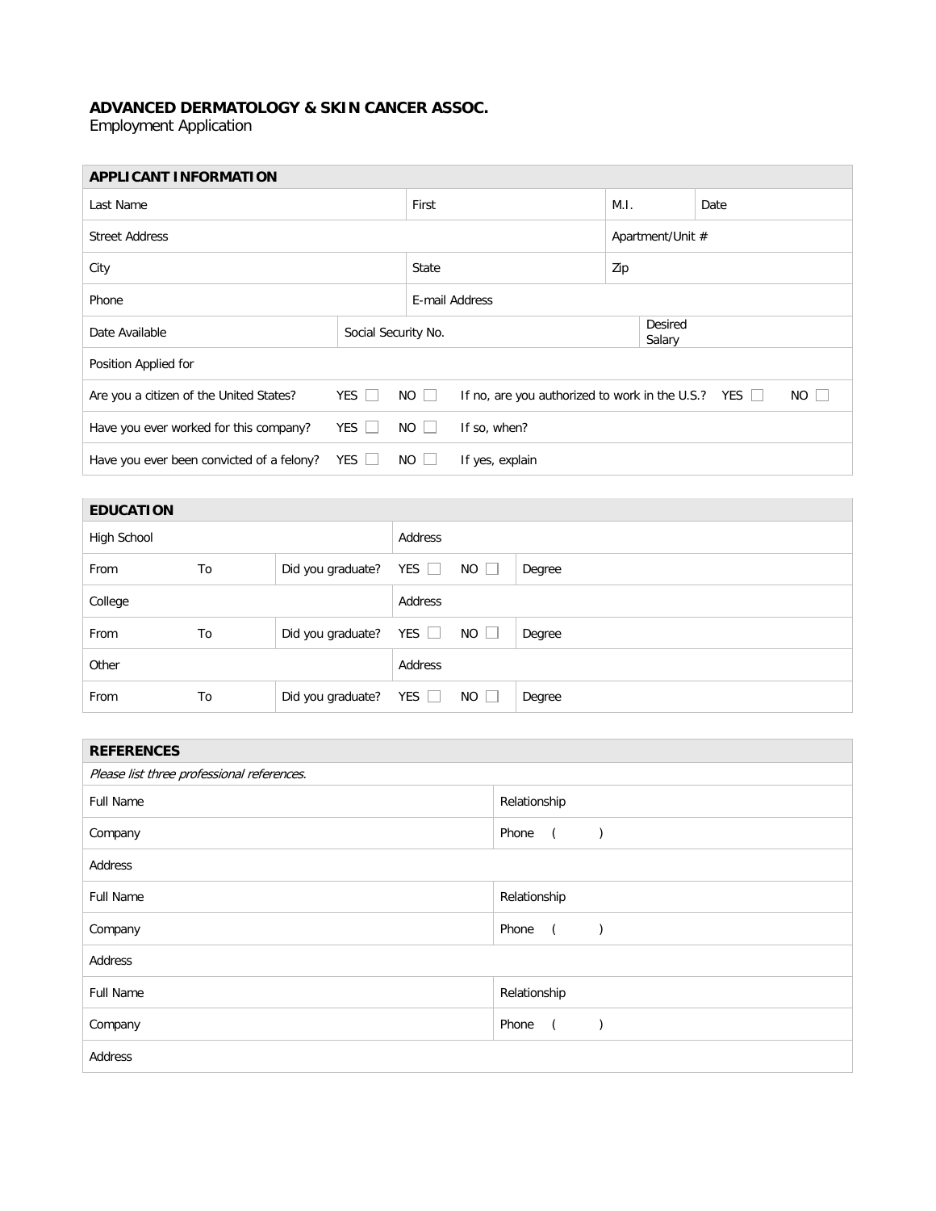**ADVANCED DERMATOLOGY & SKIN CANCER ASSOC.**
Employment Application

| APPLICANT INFORMATION | | | |
|---|---|---|---|
| Last Name | First | M.I. | Date |
| Street Address | | Apartment/Unit # | |
| City | State | Zip | |
| Phone | E-mail Address | | |
| Date Available | Social Security No. | Desired Salary | |
| Position Applied for | | | |
| Are you a citizen of the United States? YES ☐ NO ☐ | If no, are you authorized to work in the U.S.? YES ☐ NO ☐ | | |
| Have you ever worked for this company? YES ☐ NO ☐ | If so, when? | | |
| Have you ever been convicted of a felony? YES ☐ NO ☐ | If yes, explain | | |

| EDUCATION | | | | |
|---|---|---|---|---|
| High School | | | Address | |
| From | To | Did you graduate? | YES ☐ NO ☐ | Degree |
| College | | | Address | |
| From | To | Did you graduate? | YES ☐ NO ☐ | Degree |
| Other | | | Address | |
| From | To | Did you graduate? | YES ☐ NO ☐ | Degree |

| REFERENCES | |
|---|---|
| *Please list three professional references.* | |
| Full Name | Relationship |
| Company | Phone ( ) |
| Address | |
| Full Name | Relationship |
| Company | Phone ( ) |
| Address | |
| Full Name | Relationship |
| Company | Phone ( ) |
| Address | |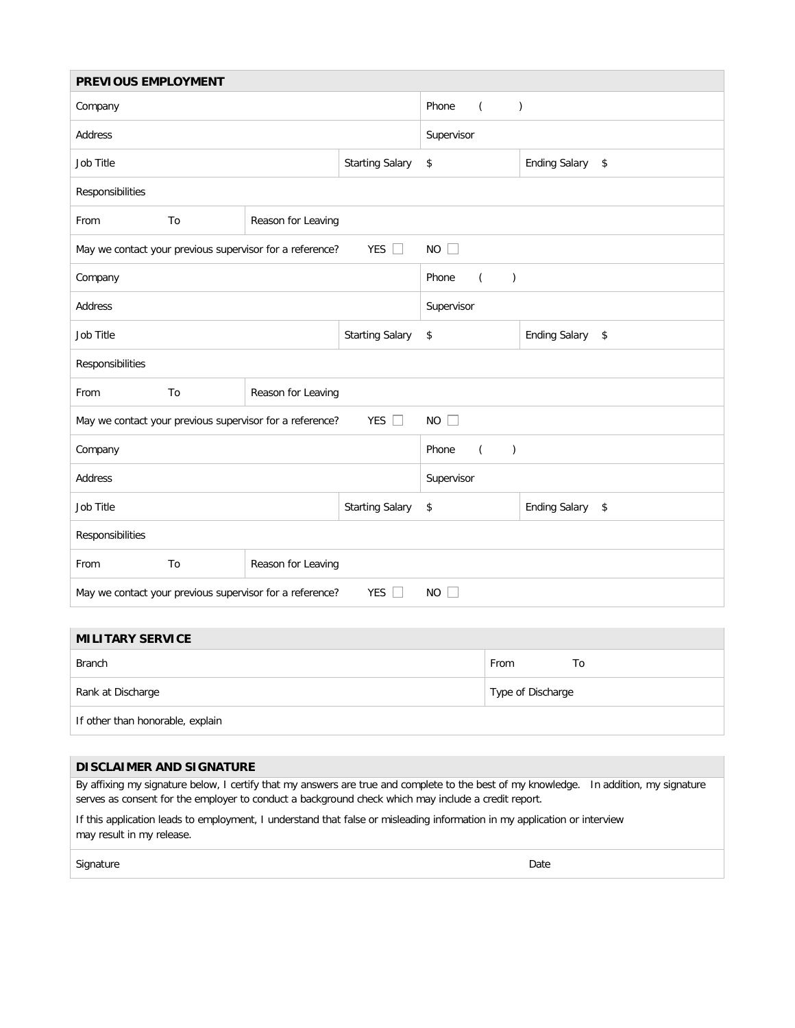## PREVIOUS EMPLOYMENT

| | | | |
|---|---|---|---|
| Company | | Phone ( ) | |
| Address | | Supervisor | |
| Job Title | Starting Salary | $ | Ending Salary $ |
| Responsibilities | | | |
| From To | Reason for Leaving | | |
| May we contact your previous supervisor for a reference? | YES ☐ | NO ☐ | |
| Company | | Phone ( ) | |
| Address | | Supervisor | |
| Job Title | Starting Salary | $ | Ending Salary $ |
| Responsibilities | | | |
| From To | Reason for Leaving | | |
| May we contact your previous supervisor for a reference? | YES ☐ | NO ☐ | |
| Company | | Phone ( ) | |
| Address | | Supervisor | |
| Job Title | Starting Salary | $ | Ending Salary $ |
| Responsibilities | | | |
| From To | Reason for Leaving | | |
| May we contact your previous supervisor for a reference? | YES ☐ | NO ☐ | |

## MILITARY SERVICE

| | |
|---|---|
| Branch | From To |
| Rank at Discharge | Type of Discharge |
| If other than honorable, explain | |

## DISCLAIMER AND SIGNATURE

By affixing my signature below, I certify that my answers are true and complete to the best of my knowledge. In addition, my signature serves as consent for the employer to conduct a background check which may include a credit report.

If this application leads to employment, I understand that false or misleading information in my application or interview may result in my release.

| | |
|---|---|
| Signature | Date |